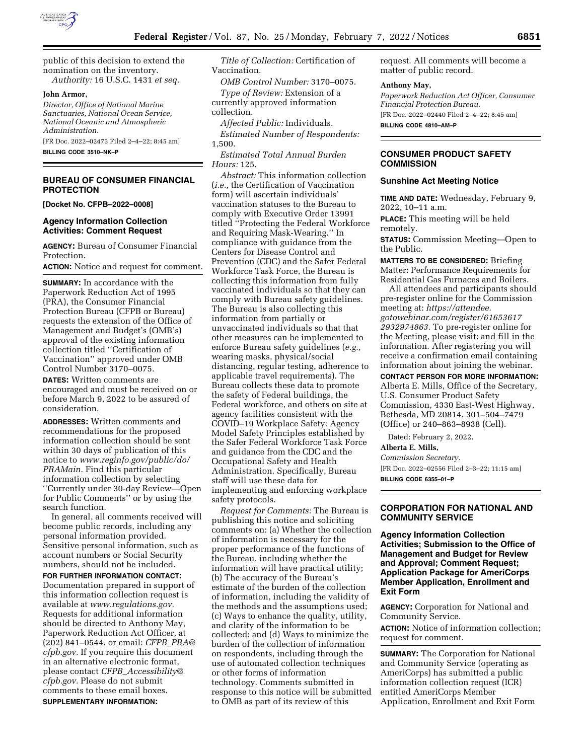public of this decision to extend the nomination on the inventory.

*Authority:* 16 U.S.C. 1431 *et seq.*

**John Armor,**

*Director, Office of National Marine Sanctuaries, National Ocean Service, National Oceanic and Atmospheric Administration.*

[FR Doc. 2022–02473 Filed 2–4–22; 8:45 am]

**BILLING CODE 3510–NK–P**

## BUREAU OF CONSUMER FINANCIAL PROTECTION

**[Docket No. CFPB–2022–0008]**

### Agency Information Collection Activities: Comment Request

**AGENCY:** Bureau of Consumer Financial Protection.

**ACTION:** Notice and request for comment.

**SUMMARY:** In accordance with the Paperwork Reduction Act of 1995 (PRA), the Consumer Financial Protection Bureau (CFPB or Bureau) requests the extension of the Office of Management and Budget's (OMB's) approval of the existing information collection titled ''Certification of Vaccination'' approved under OMB Control Number 3170–0075.

**DATES:** Written comments are encouraged and must be received on or before March 9, 2022 to be assured of consideration.

**ADDRESSES:** Written comments and recommendations for the proposed information collection should be sent within 30 days of publication of this notice to *www.reginfo.gov/public/do/PRAMain.* Find this particular information collection by selecting ''Currently under 30-day Review—Open for Public Comments'' or by using the search function.

In general, all comments received will become public records, including any personal information provided. Sensitive personal information, such as account numbers or Social Security numbers, should not be included.

**FOR FURTHER INFORMATION CONTACT:** Documentation prepared in support of this information collection request is available at *www.regulations.gov.* Requests for additional information should be directed to Anthony May, Paperwork Reduction Act Officer, at (202) 841–0544, or email: *CFPB_PRA@cfpb.gov.* If you require this document in an alternative electronic format, please contact *CFPB_Accessibility@cfpb.gov.* Please do not submit comments to these email boxes.

**SUPPLEMENTARY INFORMATION:**

*Title of Collection:* Certification of Vaccination.

*OMB Control Number:* 3170–0075.

*Type of Review:* Extension of a currently approved information collection.

*Affected Public:* Individuals.

*Estimated Number of Respondents:* 1,500.

*Estimated Total Annual Burden Hours:* 125.

*Abstract:* This information collection (*i.e.,* the Certification of Vaccination form) will ascertain individuals' vaccination statuses to the Bureau to comply with Executive Order 13991 titled ''Protecting the Federal Workforce and Requiring Mask-Wearing.'' In compliance with guidance from the Centers for Disease Control and Prevention (CDC) and the Safer Federal Workforce Task Force, the Bureau is collecting this information from fully vaccinated individuals so that they can comply with Bureau safety guidelines. The Bureau is also collecting this information from partially or unvaccinated individuals so that that other measures can be implemented to enforce Bureau safety guidelines (*e.g.,* wearing masks, physical/social distancing, regular testing, adherence to applicable travel requirements). The Bureau collects these data to promote the safety of Federal buildings, the Federal workforce, and others on site at agency facilities consistent with the COVID–19 Workplace Safety: Agency Model Safety Principles established by the Safer Federal Workforce Task Force and guidance from the CDC and the Occupational Safety and Health Administration. Specifically, Bureau staff will use these data for implementing and enforcing workplace safety protocols.

*Request for Comments:* The Bureau is publishing this notice and soliciting comments on: (a) Whether the collection of information is necessary for the proper performance of the functions of the Bureau, including whether the information will have practical utility; (b) The accuracy of the Bureau's estimate of the burden of the collection of information, including the validity of the methods and the assumptions used; (c) Ways to enhance the quality, utility, and clarity of the information to be collected; and (d) Ways to minimize the burden of the collection of information on respondents, including through the use of automated collection techniques or other forms of information technology. Comments submitted in response to this notice will be submitted to OMB as part of its review of this request. All comments will become a matter of public record.

**Anthony May,**

*Paperwork Reduction Act Officer, Consumer Financial Protection Bureau.*

[FR Doc. 2022–02440 Filed 2–4–22; 8:45 am]

**BILLING CODE 4810–AM–P**

## CONSUMER PRODUCT SAFETY COMMISSION

### Sunshine Act Meeting Notice

**TIME AND DATE:** Wednesday, February 9, 2022, 10–11 a.m.

**PLACE:** This meeting will be held remotely.

**STATUS:** Commission Meeting—Open to the Public.

**MATTERS TO BE CONSIDERED:** Briefing Matter: Performance Requirements for Residential Gas Furnaces and Boilers.

All attendees and participants should pre-register online for the Commission meeting at: *https://attendee.gotowebinar.com/register/61653617 2932974863.* To pre-register online for the Meeting, please visit: and fill in the information. After registering you will receive a confirmation email containing information about joining the webinar.

**CONTACT PERSON FOR MORE INFORMATION:** Alberta E. Mills, Office of the Secretary, U.S. Consumer Product Safety Commission, 4330 East-West Highway, Bethesda, MD 20814, 301–504–7479 (Office) or 240–863–8938 (Cell).

Dated: February 2, 2022.

**Alberta E. Mills,**

*Commission Secretary.*

[FR Doc. 2022–02556 Filed 2–3–22; 11:15 am]

**BILLING CODE 6355–01–P**

## CORPORATION FOR NATIONAL AND COMMUNITY SERVICE

### Agency Information Collection Activities; Submission to the Office of Management and Budget for Review and Approval; Comment Request; Application Package for AmeriCorps Member Application, Enrollment and Exit Form

**AGENCY:** Corporation for National and Community Service.

**ACTION:** Notice of information collection; request for comment.

**SUMMARY:** The Corporation for National and Community Service (operating as AmeriCorps) has submitted a public information collection request (ICR) entitled AmeriCorps Member Application, Enrollment and Exit Form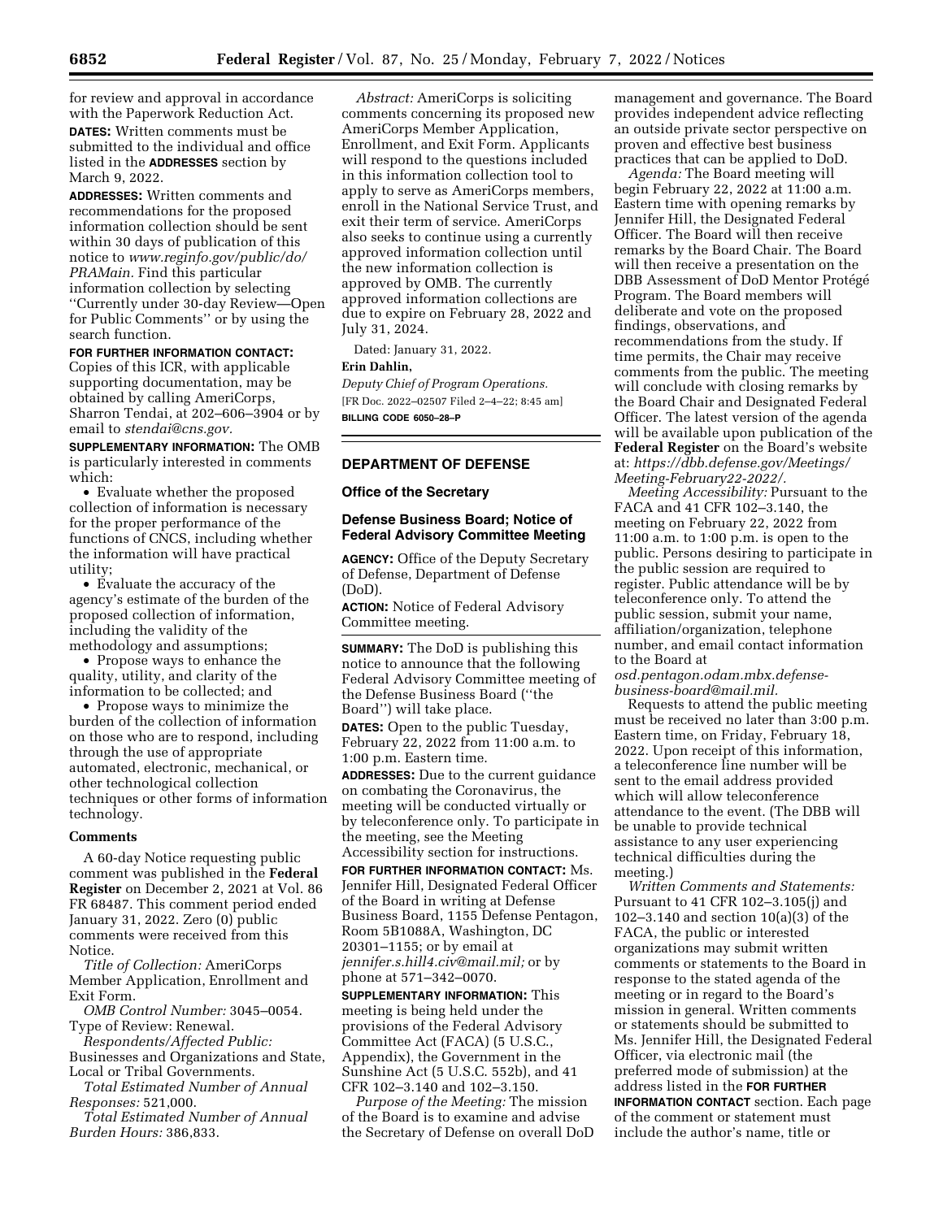for review and approval in accordance with the Paperwork Reduction Act.

**DATES:** Written comments must be submitted to the individual and office listed in the **ADDRESSES** section by March 9, 2022.

**ADDRESSES:** Written comments and recommendations for the proposed information collection should be sent within 30 days of publication of this notice to *www.reginfo.gov/public/do/PRAMain.* Find this particular information collection by selecting ''Currently under 30-day Review—Open for Public Comments'' or by using the search function.

**FOR FURTHER INFORMATION CONTACT:** Copies of this ICR, with applicable supporting documentation, may be obtained by calling AmeriCorps, Sharron Tendai, at 202–606–3904 or by email to *stendai@cns.gov.*

**SUPPLEMENTARY INFORMATION:** The OMB is particularly interested in comments which:

- Evaluate whether the proposed collection of information is necessary for the proper performance of the functions of CNCS, including whether the information will have practical utility;
- Evaluate the accuracy of the agency's estimate of the burden of the proposed collection of information, including the validity of the methodology and assumptions;
- Propose ways to enhance the quality, utility, and clarity of the information to be collected; and
- Propose ways to minimize the burden of the collection of information on those who are to respond, including through the use of appropriate automated, electronic, mechanical, or other technological collection techniques or other forms of information technology.

### Comments

A 60-day Notice requesting public comment was published in the **Federal Register** on December 2, 2021 at Vol. 86 FR 68487. This comment period ended January 31, 2022. Zero (0) public comments were received from this Notice.

*Title of Collection:* AmeriCorps Member Application, Enrollment and Exit Form.

*OMB Control Number:* 3045–0054.

Type of Review: Renewal.

*Respondents/Affected Public:* Businesses and Organizations and State, Local or Tribal Governments.

*Total Estimated Number of Annual Responses:* 521,000.

*Total Estimated Number of Annual Burden Hours:* 386,833.

*Abstract:* AmeriCorps is soliciting comments concerning its proposed new AmeriCorps Member Application, Enrollment, and Exit Form. Applicants will respond to the questions included in this information collection tool to apply to serve as AmeriCorps members, enroll in the National Service Trust, and exit their term of service. AmeriCorps also seeks to continue using a currently approved information collection until the new information collection is approved by OMB. The currently approved information collections are due to expire on February 28, 2022 and July 31, 2024.

Dated: January 31, 2022.

**Erin Dahlin,**

*Deputy Chief of Program Operations.*

[FR Doc. 2022–02507 Filed 2–4–22; 8:45 am]

**BILLING CODE 6050–28–P**

## DEPARTMENT OF DEFENSE

### Office of the Secretary

### Defense Business Board; Notice of Federal Advisory Committee Meeting

**AGENCY:** Office of the Deputy Secretary of Defense, Department of Defense (DoD).

**ACTION:** Notice of Federal Advisory Committee meeting.

**SUMMARY:** The DoD is publishing this notice to announce that the following Federal Advisory Committee meeting of the Defense Business Board (''the Board'') will take place.

**DATES:** Open to the public Tuesday, February 22, 2022 from 11:00 a.m. to 1:00 p.m. Eastern time.

**ADDRESSES:** Due to the current guidance on combating the Coronavirus, the meeting will be conducted virtually or by teleconference only. To participate in the meeting, see the Meeting Accessibility section for instructions.

**FOR FURTHER INFORMATION CONTACT:** Ms. Jennifer Hill, Designated Federal Officer of the Board in writing at Defense Business Board, 1155 Defense Pentagon, Room 5B1088A, Washington, DC 20301–1155; or by email at *jennifer.s.hill4.civ@mail.mil;* or by phone at 571–342–0070.

**SUPPLEMENTARY INFORMATION:** This meeting is being held under the provisions of the Federal Advisory Committee Act (FACA) (5 U.S.C., Appendix), the Government in the Sunshine Act (5 U.S.C. 552b), and 41 CFR 102–3.140 and 102–3.150.

*Purpose of the Meeting:* The mission of the Board is to examine and advise the Secretary of Defense on overall DoD management and governance. The Board provides independent advice reflecting an outside private sector perspective on proven and effective best business practices that can be applied to DoD.

*Agenda:* The Board meeting will begin February 22, 2022 at 11:00 a.m. Eastern time with opening remarks by Jennifer Hill, the Designated Federal Officer. The Board will then receive remarks by the Board Chair. The Board will then receive a presentation on the DBB Assessment of DoD Mentor Protégé Program. The Board members will deliberate and vote on the proposed findings, observations, and recommendations from the study. If time permits, the Chair may receive comments from the public. The meeting will conclude with closing remarks by the Board Chair and Designated Federal Officer. The latest version of the agenda will be available upon publication of the **Federal Register** on the Board's website at: *https://dbb.defense.gov/Meetings/Meeting-February22-2022/.*

*Meeting Accessibility:* Pursuant to the FACA and 41 CFR 102–3.140, the meeting on February 22, 2022 from 11:00 a.m. to 1:00 p.m. is open to the public. Persons desiring to participate in the public session are required to register. Public attendance will be by teleconference only. To attend the public session, submit your name, affiliation/organization, telephone number, and email contact information to the Board at *osd.pentagon.odam.mbx.defense-business-board@mail.mil.*

Requests to attend the public meeting must be received no later than 3:00 p.m. Eastern time, on Friday, February 18, 2022. Upon receipt of this information, a teleconference line number will be sent to the email address provided which will allow teleconference attendance to the event. (The DBB will be unable to provide technical assistance to any user experiencing technical difficulties during the meeting.)

*Written Comments and Statements:* Pursuant to 41 CFR 102–3.105(j) and 102–3.140 and section 10(a)(3) of the FACA, the public or interested organizations may submit written comments or statements to the Board in response to the stated agenda of the meeting or in regard to the Board's mission in general. Written comments or statements should be submitted to Ms. Jennifer Hill, the Designated Federal Officer, via electronic mail (the preferred mode of submission) at the address listed in the **FOR FURTHER INFORMATION CONTACT** section. Each page of the comment or statement must include the author's name, title or